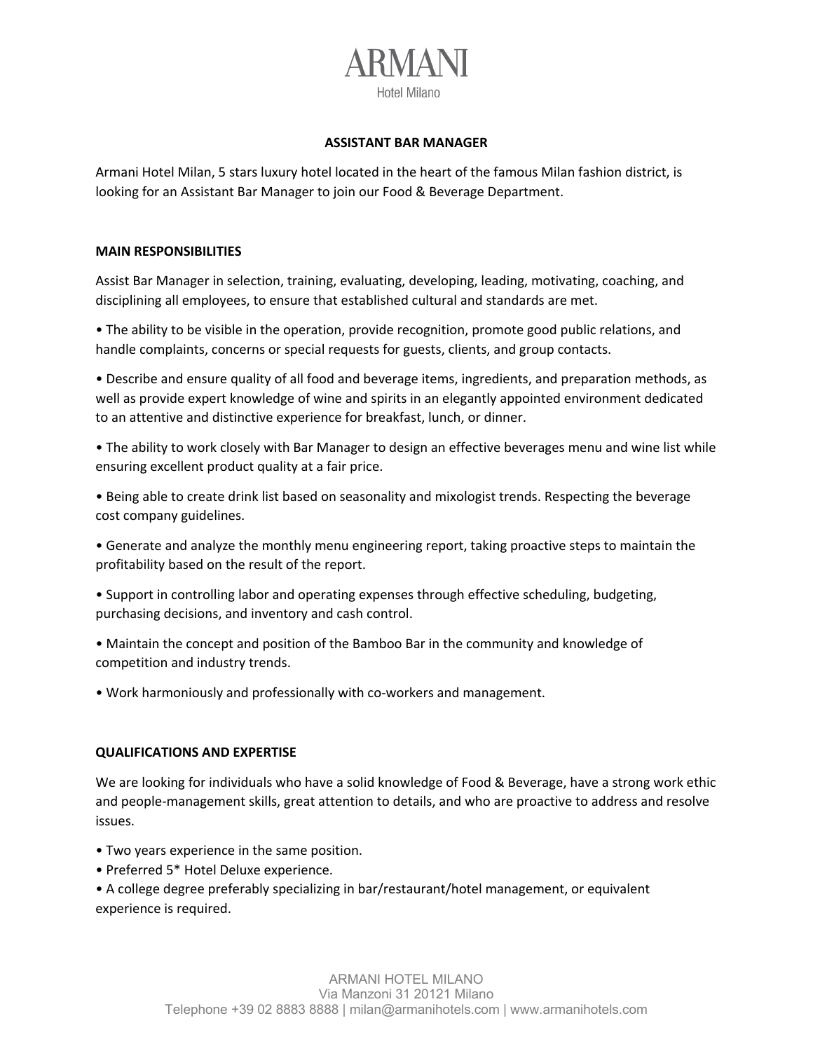ARMANI

Hotel Milano

# ASSISTANT BAR MANAGER

Armani Hotel Milan, 5 stars luxury hotel located in the heart of the famous Milan fashion district, is looking for an Assistant Bar Manager to join our Food & Beverage Department.

## MAIN RESPONSIBILITIES

Assist Bar Manager in selection, training, evaluating, developing, leading, motivating, coaching, and disciplining all employees, to ensure that established cultural and standards are met.

- The ability to be visible in the operation, provide recognition, promote good public relations, and handle complaints, concerns or special requests for guests, clients, and group contacts.
- Describe and ensure quality of all food and beverage items, ingredients, and preparation methods, as well as provide expert knowledge of wine and spirits in an elegantly appointed environment dedicated to an attentive and distinctive experience for breakfast, lunch, or dinner.
- The ability to work closely with Bar Manager to design an effective beverages menu and wine list while ensuring excellent product quality at a fair price.
- Being able to create drink list based on seasonality and mixologist trends. Respecting the beverage cost company guidelines.
- Generate and analyze the monthly menu engineering report, taking proactive steps to maintain the profitability based on the result of the report.
- Support in controlling labor and operating expenses through effective scheduling, budgeting, purchasing decisions, and inventory and cash control.
- Maintain the concept and position of the Bamboo Bar in the community and knowledge of competition and industry trends.
- Work harmoniously and professionally with co-workers and management.

## QUALIFICATIONS AND EXPERTISE

We are looking for individuals who have a solid knowledge of Food & Beverage, have a strong work ethic and people-management skills, great attention to details, and who are proactive to address and resolve issues.

- Two years experience in the same position.
- Preferred 5* Hotel Deluxe experience.
- A college degree preferably specializing in bar/restaurant/hotel management, or equivalent experience is required.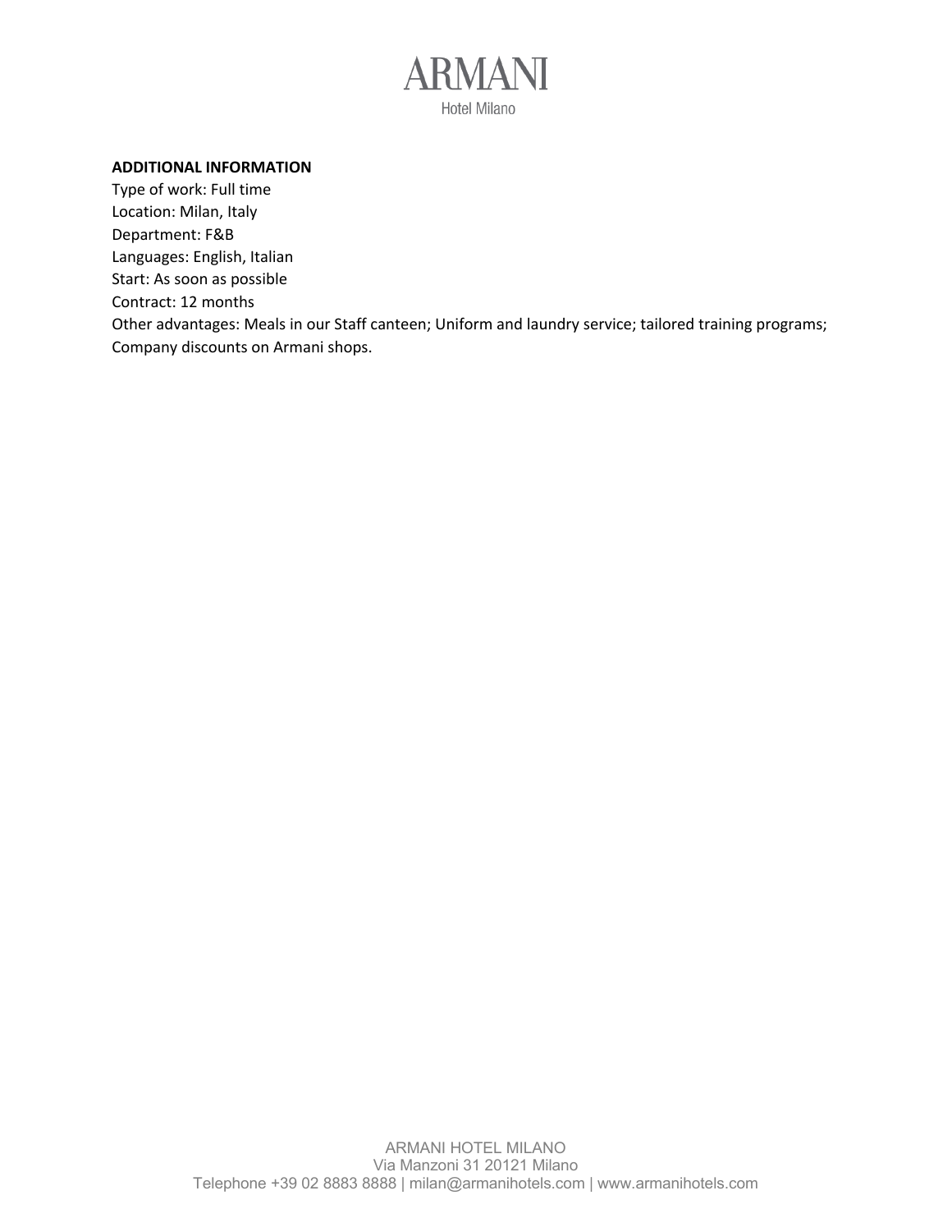**ADDITIONAL INFORMATION**

Type of work: Full time
Location: Milan, Italy
Department: F&B
Languages: English, Italian
Start: As soon as possible
Contract: 12 months
Other advantages: Meals in our Staff canteen; Uniform and laundry service; tailored training programs; Company discounts on Armani shops.